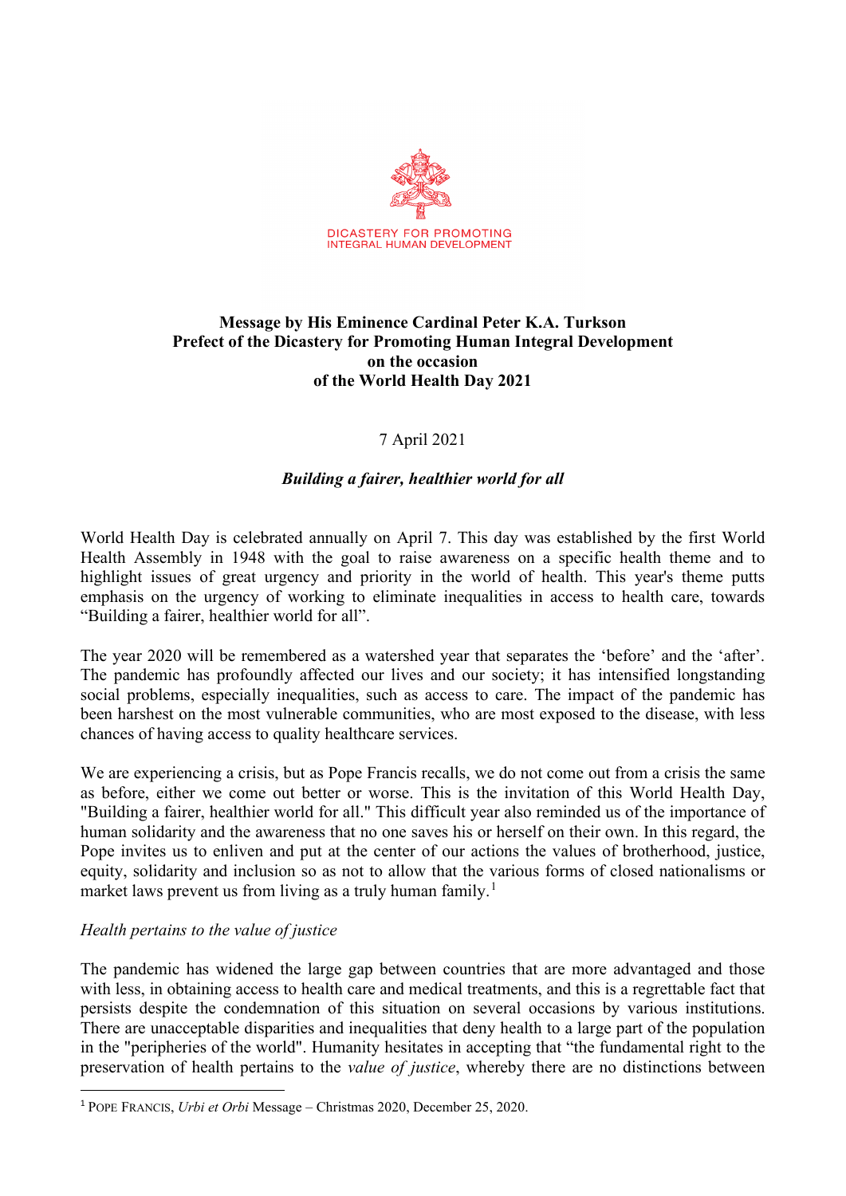DICASTERY FOR PROMOTING
INTEGRAL HUMAN DEVELOPMENT

**Message by His Eminence Cardinal Peter K.A. Turkson**
**Prefect of the Dicastery for Promoting Human Integral Development**
**on the occasion**
**of the World Health Day 2021**

7 April 2021

***Building a fairer, healthier world for all***

World Health Day is celebrated annually on April 7. This day was established by the first World Health Assembly in 1948 with the goal to raise awareness on a specific health theme and to highlight issues of great urgency and priority in the world of health. This year's theme putts emphasis on the urgency of working to eliminate inequalities in access to health care, towards "Building a fairer, healthier world for all".

The year 2020 will be remembered as a watershed year that separates the 'before' and the 'after'. The pandemic has profoundly affected our lives and our society; it has intensified longstanding social problems, especially inequalities, such as access to care. The impact of the pandemic has been harshest on the most vulnerable communities, who are most exposed to the disease, with less chances of having access to quality healthcare services.

We are experiencing a crisis, but as Pope Francis recalls, we do not come out from a crisis the same as before, either we come out better or worse. This is the invitation of this World Health Day, "Building a fairer, healthier world for all." This difficult year also reminded us of the importance of human solidarity and the awareness that no one saves his or herself on their own. In this regard, the Pope invites us to enliven and put at the center of our actions the values of brotherhood, justice, equity, solidarity and inclusion so as not to allow that the various forms of closed nationalisms or market laws prevent us from living as a truly human family.[1]

*Health pertains to the value of justice*

The pandemic has widened the large gap between countries that are more advantaged and those with less, in obtaining access to health care and medical treatments, and this is a regrettable fact that persists despite the condemnation of this situation on several occasions by various institutions. There are unacceptable disparities and inequalities that deny health to a large part of the population in the "peripheries of the world". Humanity hesitates in accepting that "the fundamental right to the preservation of health pertains to the *value of justice*, whereby there are no distinctions between

---

[1] Pope Francis, *Urbi et Orbi* Message – Christmas 2020, December 25, 2020.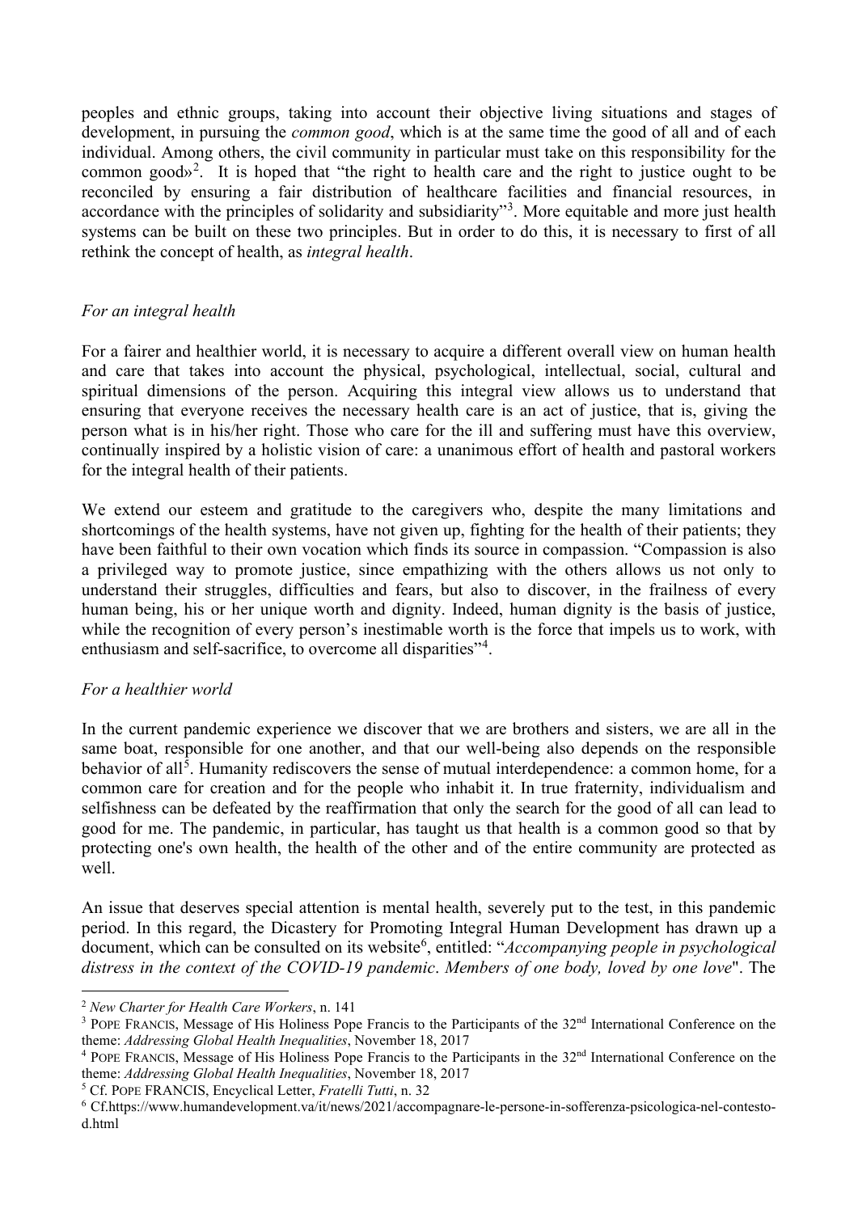peoples and ethnic groups, taking into account their objective living situations and stages of development, in pursuing the *common good*, which is at the same time the good of all and of each individual. Among others, the civil community in particular must take on this responsibility for the common good»[2]. It is hoped that "the right to health care and the right to justice ought to be reconciled by ensuring a fair distribution of healthcare facilities and financial resources, in accordance with the principles of solidarity and subsidiarity"[3]. More equitable and more just health systems can be built on these two principles. But in order to do this, it is necessary to first of all rethink the concept of health, as *integral health*.

### *For an integral health*

For a fairer and healthier world, it is necessary to acquire a different overall view on human health and care that takes into account the physical, psychological, intellectual, social, cultural and spiritual dimensions of the person. Acquiring this integral view allows us to understand that ensuring that everyone receives the necessary health care is an act of justice, that is, giving the person what is in his/her right. Those who care for the ill and suffering must have this overview, continually inspired by a holistic vision of care: a unanimous effort of health and pastoral workers for the integral health of their patients.

We extend our esteem and gratitude to the caregivers who, despite the many limitations and shortcomings of the health systems, have not given up, fighting for the health of their patients; they have been faithful to their own vocation which finds its source in compassion. "Compassion is also a privileged way to promote justice, since empathizing with the others allows us not only to understand their struggles, difficulties and fears, but also to discover, in the frailness of every human being, his or her unique worth and dignity. Indeed, human dignity is the basis of justice, while the recognition of every person's inestimable worth is the force that impels us to work, with enthusiasm and self-sacrifice, to overcome all disparities"[4].

### *For a healthier world*

In the current pandemic experience we discover that we are brothers and sisters, we are all in the same boat, responsible for one another, and that our well-being also depends on the responsible behavior of all[5]. Humanity rediscovers the sense of mutual interdependence: a common home, for a common care for creation and for the people who inhabit it. In true fraternity, individualism and selfishness can be defeated by the reaffirmation that only the search for the good of all can lead to good for me. The pandemic, in particular, has taught us that health is a common good so that by protecting one's own health, the health of the other and of the entire community are protected as well.

An issue that deserves special attention is mental health, severely put to the test, in this pandemic period. In this regard, the Dicastery for Promoting Integral Human Development has drawn up a document, which can be consulted on its website[6], entitled: "*Accompanying people in psychological distress in the context of the COVID-19 pandemic*. *Members of one body, loved by one love*". The

---

[2] *New Charter for Health Care Workers*, n. 141

[3] POPE FRANCIS, Message of His Holiness Pope Francis to the Participants of the 32nd International Conference on the theme: *Addressing Global Health Inequalities*, November 18, 2017

[4] POPE FRANCIS, Message of His Holiness Pope Francis to the Participants in the 32nd International Conference on the theme: *Addressing Global Health Inequalities*, November 18, 2017

[5] Cf. POPE FRANCIS, Encyclical Letter, *Fratelli Tutti*, n. 32

[6] Cf.https://www.humandevelopment.va/it/news/2021/accompagnare-le-persone-in-sofferenza-psicologica-nel-contesto-d.html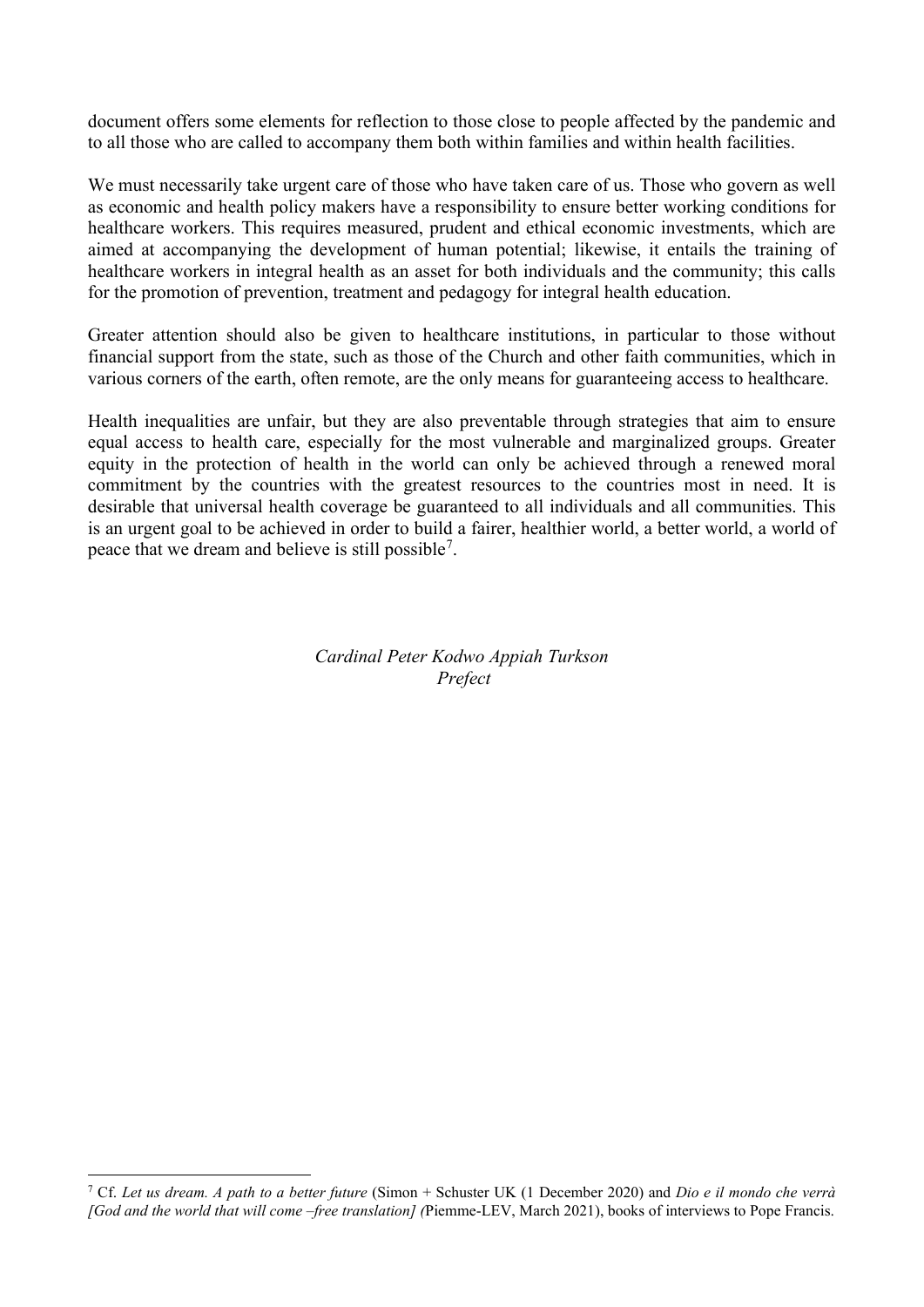document offers some elements for reflection to those close to people affected by the pandemic and to all those who are called to accompany them both within families and within health facilities.

We must necessarily take urgent care of those who have taken care of us. Those who govern as well as economic and health policy makers have a responsibility to ensure better working conditions for healthcare workers. This requires measured, prudent and ethical economic investments, which are aimed at accompanying the development of human potential; likewise, it entails the training of healthcare workers in integral health as an asset for both individuals and the community; this calls for the promotion of prevention, treatment and pedagogy for integral health education.

Greater attention should also be given to healthcare institutions, in particular to those without financial support from the state, such as those of the Church and other faith communities, which in various corners of the earth, often remote, are the only means for guaranteeing access to healthcare.

Health inequalities are unfair, but they are also preventable through strategies that aim to ensure equal access to health care, especially for the most vulnerable and marginalized groups. Greater equity in the protection of health in the world can only be achieved through a renewed moral commitment by the countries with the greatest resources to the countries most in need. It is desirable that universal health coverage be guaranteed to all individuals and all communities. This is an urgent goal to be achieved in order to build a fairer, healthier world, a better world, a world of peace that we dream and believe is still possible[7].

*Cardinal Peter Kodwo Appiah Turkson*
*Prefect*

---

[7] Cf. *Let us dream. A path to a better future* (Simon + Schuster UK (1 December 2020) and *Dio e il mondo che verrà [God and the world that will come –free translation] (*Piemme-LEV, March 2021), books of interviews to Pope Francis.